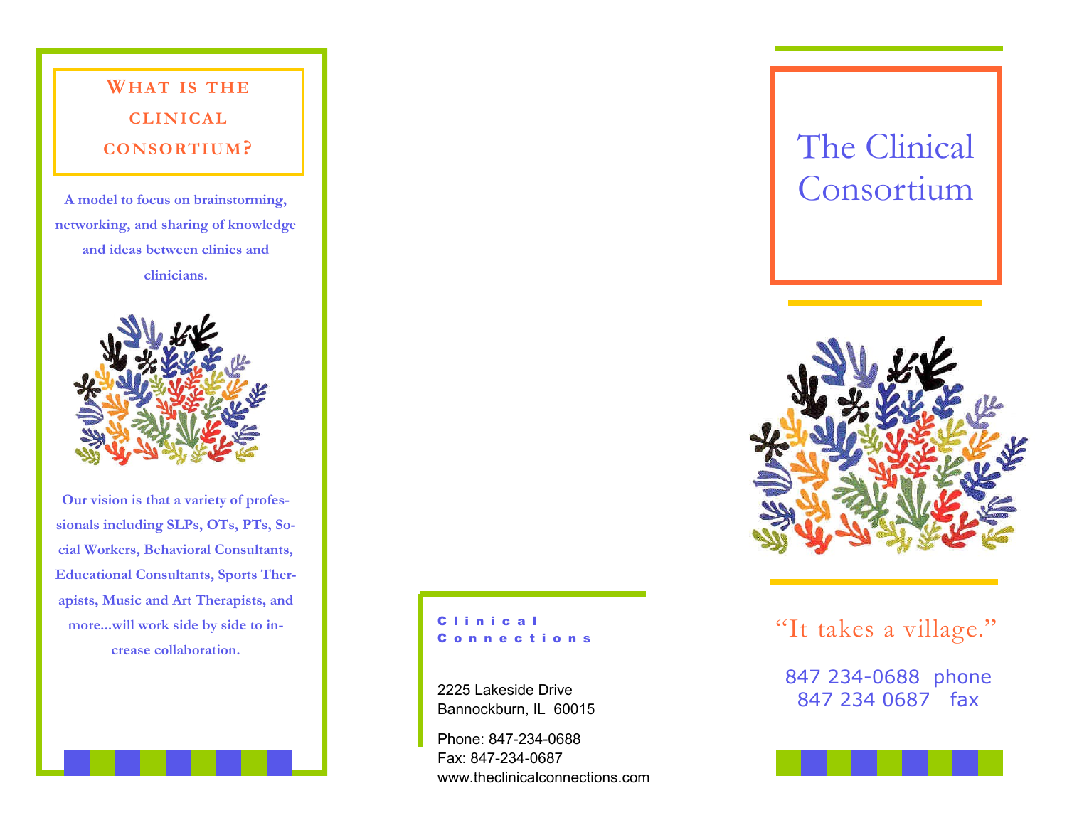## What is the clinical consortium?

**A model to focus on brainstorming, networking, and sharing of knowledge and ideas between clinics and clinicians.**

**Our vision is that a variety of professionals including SLPs, OTs, PTs, Social Workers, Behavioral Consultants, Educational Consultants, Sports Therapists, Music and Art Therapists, and more...will work side by side to increase collaboration.**

**Clinical Connections**

2225 Lakeside Drive
Bannockburn, IL 60015

Phone: 847-234-0688
Fax: 847-234-0687
www.theclinicalconnections.com

# The Clinical Consortium

"It takes a village."

847 234-0688 phone
847 234 0687 fax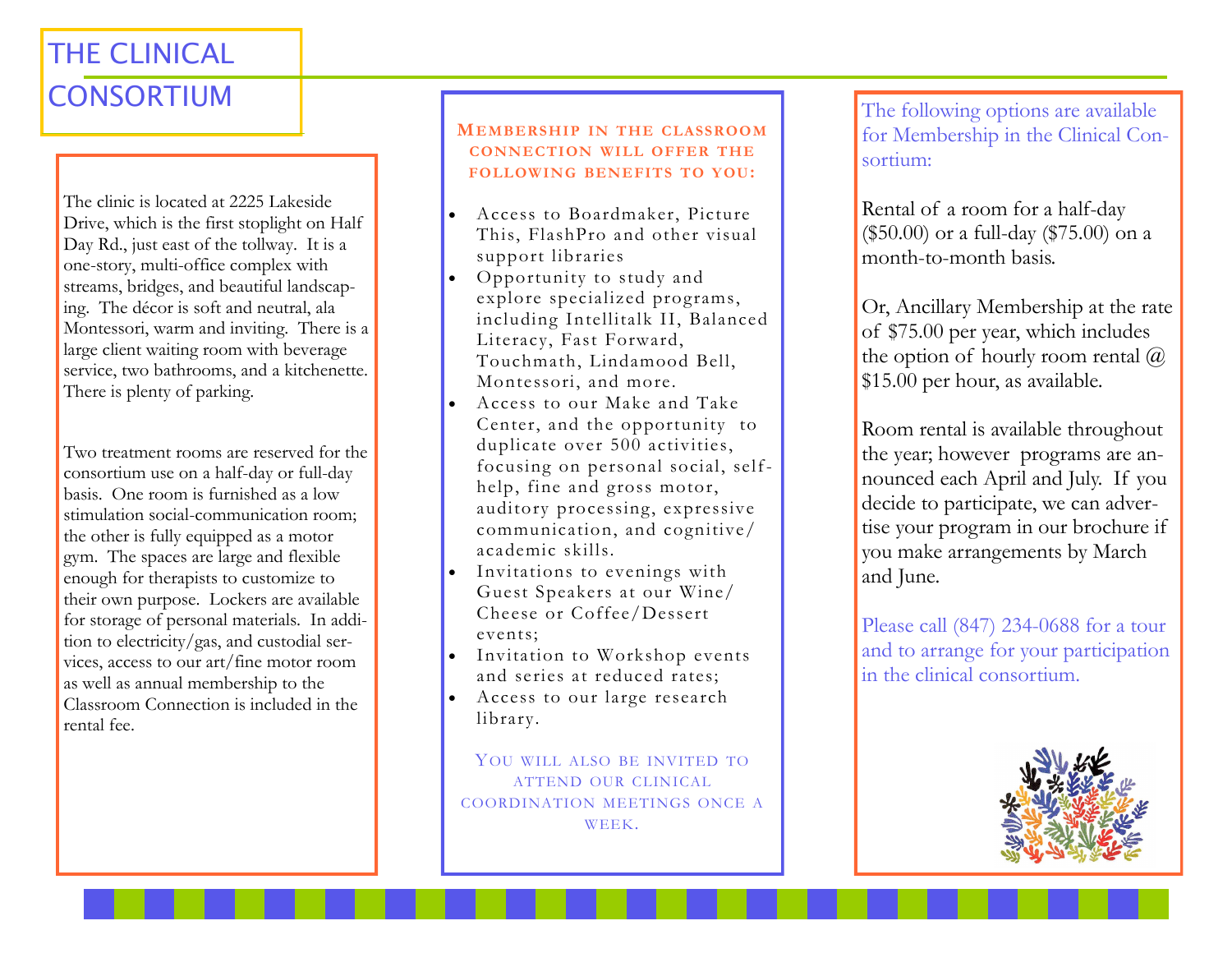# THE CLINICAL CONSORTIUM

The clinic is located at 2225 Lakeside Drive, which is the first stoplight on Half Day Rd., just east of the tollway. It is a one-story, multi-office complex with streams, bridges, and beautiful landscaping. The décor is soft and neutral, ala Montessori, warm and inviting. There is a large client waiting room with beverage service, two bathrooms, and a kitchenette. There is plenty of parking.

Two treatment rooms are reserved for the consortium use on a half-day or full-day basis. One room is furnished as a low stimulation social-communication room; the other is fully equipped as a motor gym. The spaces are large and flexible enough for therapists to customize to their own purpose. Lockers are available for storage of personal materials. In addition to electricity/gas, and custodial services, access to our art/fine motor room as well as annual membership to the Classroom Connection is included in the rental fee.

## Membership in the classroom connection will offer the following benefits to you:

- Access to Boardmaker, Picture This, FlashPro and other visual support libraries
- Opportunity to study and explore specialized programs, including Intellitalk II, Balanced Literacy, Fast Forward, Touchmath, Lindamood Bell, Montessori, and more.
- Access to our Make and Take Center, and the opportunity to duplicate over 500 activities, focusing on personal social, self-help, fine and gross motor, auditory processing, expressive communication, and cognitive/academic skills.
- Invitations to evenings with Guest Speakers at our Wine/Cheese or Coffee/Dessert events;
- Invitation to Workshop events and series at reduced rates;
- Access to our large research library.

You will also be invited to attend our clinical coordination meetings once a week.

The following options are available for Membership in the Clinical Consortium:

Rental of a room for a half-day ($50.00) or a full-day ($75.00) on a month-to-month basis.

Or, Ancillary Membership at the rate of $75.00 per year, which includes the option of hourly room rental @ $15.00 per hour, as available.

Room rental is available throughout the year; however programs are announced each April and July. If you decide to participate, we can advertise your program in our brochure if you make arrangements by March and June.

Please call (847) 234-0688 for a tour and to arrange for your participation in the clinical consortium.